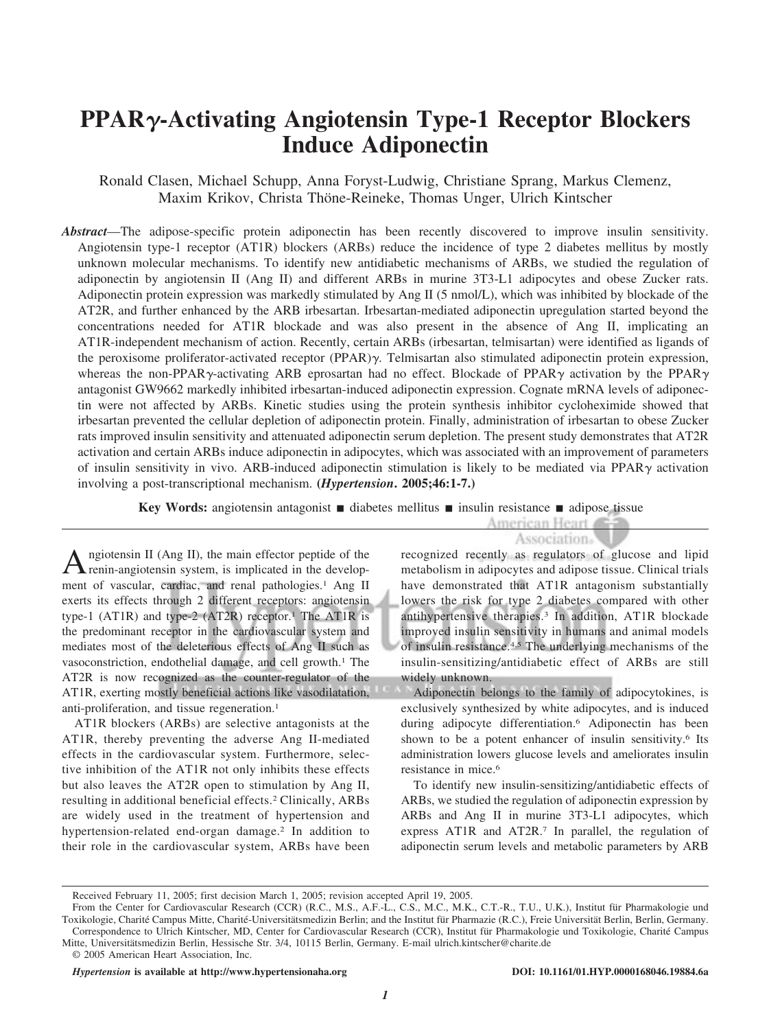# PPARγ-Activating Angiotensin Type-1 Receptor Blockers Induce Adiponectin

Ronald Clasen, Michael Schupp, Anna Foryst-Ludwig, Christiane Sprang, Markus Clemenz, Maxim Krikov, Christa Thöne-Reineke, Thomas Unger, Ulrich Kintscher

***Abstract*****—**The adipose-specific protein adiponectin has been recently discovered to improve insulin sensitivity. Angiotensin type-1 receptor (AT1R) blockers (ARBs) reduce the incidence of type 2 diabetes mellitus by mostly unknown molecular mechanisms. To identify new antidiabetic mechanisms of ARBs, we studied the regulation of adiponectin by angiotensin II (Ang II) and different ARBs in murine 3T3-L1 adipocytes and obese Zucker rats. Adiponectin protein expression was markedly stimulated by Ang II (5 nmol/L), which was inhibited by blockade of the AT2R, and further enhanced by the ARB irbesartan. Irbesartan-mediated adiponectin upregulation started beyond the concentrations needed for AT1R blockade and was also present in the absence of Ang II, implicating an AT1R-independent mechanism of action. Recently, certain ARBs (irbesartan, telmisartan) were identified as ligands of the peroxisome proliferator-activated receptor (PPAR)γ. Telmisartan also stimulated adiponectin protein expression, whereas the non-PPARγ-activating ARB eprosartan had no effect. Blockade of PPARγ activation by the PPARγ antagonist GW9662 markedly inhibited irbesartan-induced adiponectin expression. Cognate mRNA levels of adiponectin were not affected by ARBs. Kinetic studies using the protein synthesis inhibitor cycloheximide showed that irbesartan prevented the cellular depletion of adiponectin protein. Finally, administration of irbesartan to obese Zucker rats improved insulin sensitivity and attenuated adiponectin serum depletion. The present study demonstrates that AT2R activation and certain ARBs induce adiponectin in adipocytes, which was associated with an improvement of parameters of insulin sensitivity in vivo. ARB-induced adiponectin stimulation is likely to be mediated via PPARγ activation involving a post-transcriptional mechanism. **(*Hypertension*. 2005;46:1-7.)**

**Key Words:** angiotensin antagonist ■ diabetes mellitus ■ insulin resistance ■ adipose tissue

---

Angiotensin II (Ang II), the main effector peptide of the renin-angiotensin system, is implicated in the development of vascular, cardiac, and renal pathologies.[1] Ang II exerts its effects through 2 different receptors: angiotensin type-1 (AT1R) and type-2 (AT2R) receptor.[1] The AT1R is the predominant receptor in the cardiovascular system and mediates most of the deleterious effects of Ang II such as vasoconstriction, endothelial damage, and cell growth.[1] The AT2R is now recognized as the counter-regulator of the AT1R, exerting mostly beneficial actions like vasodilatation, anti-proliferation, and tissue regeneration.[1]

AT1R blockers (ARBs) are selective antagonists at the AT1R, thereby preventing the adverse Ang II-mediated effects in the cardiovascular system. Furthermore, selective inhibition of the AT1R not only inhibits these effects but also leaves the AT2R open to stimulation by Ang II, resulting in additional beneficial effects.[2] Clinically, ARBs are widely used in the treatment of hypertension and hypertension-related end-organ damage.[2] In addition to their role in the cardiovascular system, ARBs have been recognized recently as regulators of glucose and lipid metabolism in adipocytes and adipose tissue. Clinical trials have demonstrated that AT1R antagonism substantially lowers the risk for type 2 diabetes compared with other antihypertensive therapies.[3] In addition, AT1R blockade improved insulin sensitivity in humans and animal models of insulin resistance.[4,5] The underlying mechanisms of the insulin-sensitizing/antidiabetic effect of ARBs are still widely unknown.

Adiponectin belongs to the family of adipocytokines, is exclusively synthesized by white adipocytes, and is induced during adipocyte differentiation.[6] Adiponectin has been shown to be a potent enhancer of insulin sensitivity.[6] Its administration lowers glucose levels and ameliorates insulin resistance in mice.[6]

To identify new insulin-sensitizing/antidiabetic effects of ARBs, we studied the regulation of adiponectin expression by ARBs and Ang II in murine 3T3-L1 adipocytes, which express AT1R and AT2R.[7] In parallel, the regulation of adiponectin serum levels and metabolic parameters by ARB

---

Received February 11, 2005; first decision March 1, 2005; revision accepted April 19, 2005.

From the Center for Cardiovascular Research (CCR) (R.C., M.S., A.F.-L., C.S., M.C., M.K., C.T.-R., T.U., U.K.), Institut für Pharmakologie und Toxikologie, Charité Campus Mitte, Charité-Universitätsmedizin Berlin; and the Institut für Pharmazie (R.C.), Freie Universität Berlin, Berlin, Germany.

Correspondence to Ulrich Kintscher, MD, Center for Cardiovascular Research (CCR), Institut für Pharmakologie und Toxikologie, Charité Campus Mitte, Universitätsmedizin Berlin, Hessische Str. 3/4, 10115 Berlin, Germany. E-mail ulrich.kintscher@charite.de

© 2005 American Heart Association, Inc.

*Hypertension* **is available at http://www.hypertensionaha.org** **DOI: 10.1161/01.HYP.0000168046.19884.6a**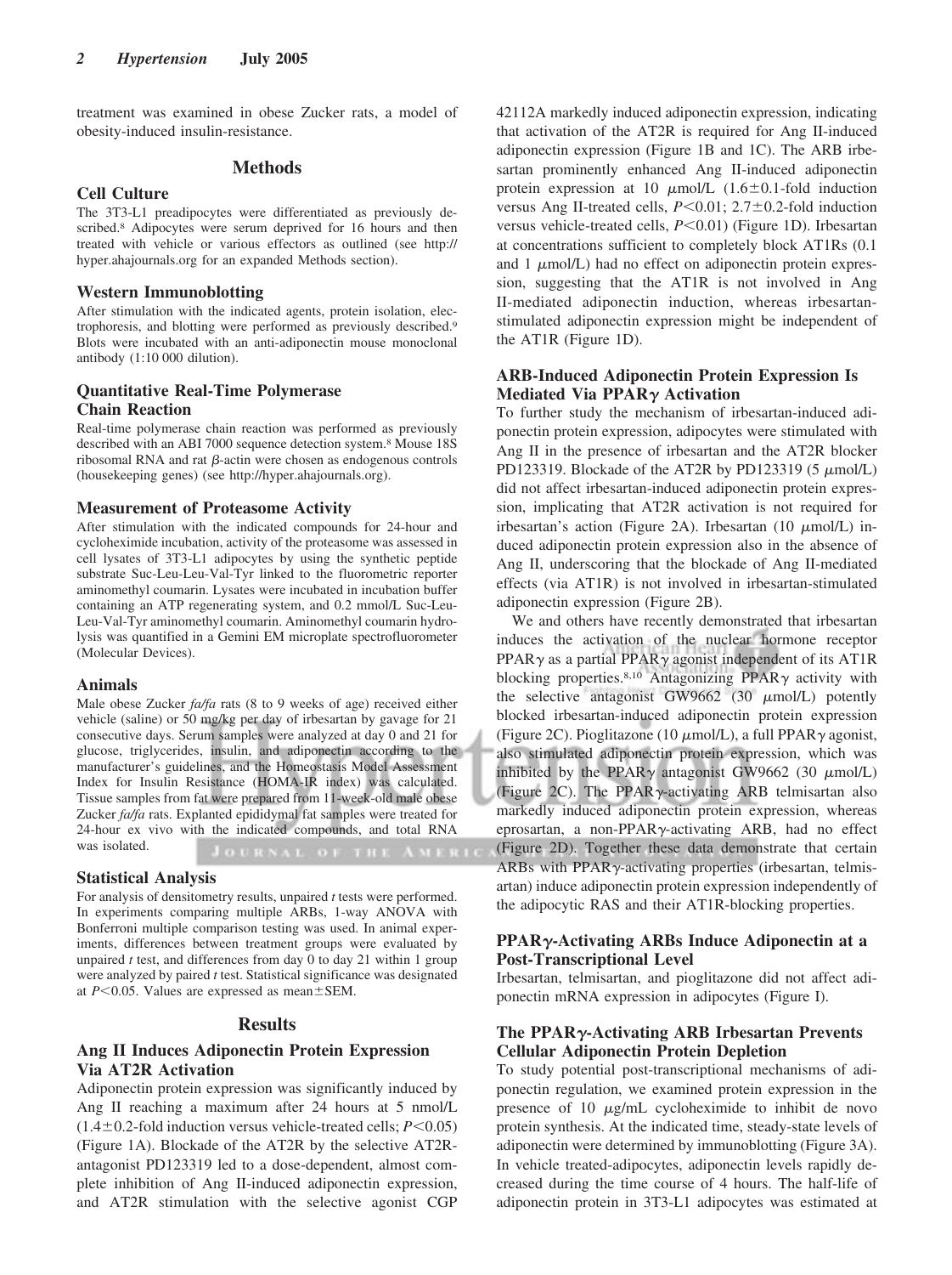treatment was examined in obese Zucker rats, a model of obesity-induced insulin-resistance.

## Methods

### Cell Culture

The 3T3-L1 preadipocytes were differentiated as previously described.[8] Adipocytes were serum deprived for 16 hours and then treated with vehicle or various effectors as outlined (see http://hyper.ahajournals.org for an expanded Methods section).

### Western Immunoblotting

After stimulation with the indicated agents, protein isolation, electrophoresis, and blotting were performed as previously described.[9] Blots were incubated with an anti-adiponectin mouse monoclonal antibody (1:10 000 dilution).

### Quantitative Real-Time Polymerase Chain Reaction

Real-time polymerase chain reaction was performed as previously described with an ABI 7000 sequence detection system.[8] Mouse 18S ribosomal RNA and rat β-actin were chosen as endogenous controls (housekeeping genes) (see http://hyper.ahajournals.org).

### Measurement of Proteasome Activity

After stimulation with the indicated compounds for 24-hour and cycloheximide incubation, activity of the proteasome was assessed in cell lysates of 3T3-L1 adipocytes by using the synthetic peptide substrate Suc-Leu-Leu-Val-Tyr linked to the fluorometric reporter aminomethyl coumarin. Lysates were incubated in incubation buffer containing an ATP regenerating system, and 0.2 mmol/L Suc-Leu-Leu-Val-Tyr aminomethyl coumarin. Aminomethyl coumarin hydrolysis was quantified in a Gemini EM microplate spectrofluorometer (Molecular Devices).

### Animals

Male obese Zucker *fa/fa* rats (8 to 9 weeks of age) received either vehicle (saline) or 50 mg/kg per day of irbesartan by gavage for 21 consecutive days. Serum samples were analyzed at day 0 and 21 for glucose, triglycerides, insulin, and adiponectin according to the manufacturer's guidelines, and the Homeostasis Model Assessment Index for Insulin Resistance (HOMA-IR index) was calculated. Tissue samples from fat were prepared from 11-week-old male obese Zucker *fa/fa* rats. Explanted epididymal fat samples were treated for 24-hour ex vivo with the indicated compounds, and total RNA was isolated.

### Statistical Analysis

For analysis of densitometry results, unpaired *t* tests were performed. In experiments comparing multiple ARBs, 1-way ANOVA with Bonferroni multiple comparison testing was used. In animal experiments, differences between treatment groups were evaluated by unpaired *t* test, and differences from day 0 to day 21 within 1 group were analyzed by paired *t* test. Statistical significance was designated at $P<0.05$. Values are expressed as mean±SEM.

## Results

### Ang II Induces Adiponectin Protein Expression Via AT2R Activation

Adiponectin protein expression was significantly induced by Ang II reaching a maximum after 24 hours at 5 nmol/L (1.4±0.2-fold induction versus vehicle-treated cells; $P<0.05$) (Figure 1A). Blockade of the AT2R by the selective AT2R-antagonist PD123319 led to a dose-dependent, almost complete inhibition of Ang II-induced adiponectin expression, and AT2R stimulation with the selective agonist CGP 42112A markedly induced adiponectin expression, indicating that activation of the AT2R is required for Ang II-induced adiponectin expression (Figure 1B and 1C). The ARB irbesartan prominently enhanced Ang II-induced adiponectin protein expression at 10 μmol/L (1.6±0.1-fold induction versus Ang II-treated cells, $P<0.01$; 2.7±0.2-fold induction versus vehicle-treated cells, $P<0.01$) (Figure 1D). Irbesartan at concentrations sufficient to completely block AT1Rs (0.1 and 1 μmol/L) had no effect on adiponectin protein expression, suggesting that the AT1R is not involved in Ang II-mediated adiponectin induction, whereas irbesartan-stimulated adiponectin expression might be independent of the AT1R (Figure 1D).

### ARB-Induced Adiponectin Protein Expression Is Mediated Via PPARγ Activation

To further study the mechanism of irbesartan-induced adiponectin protein expression, adipocytes were stimulated with Ang II in the presence of irbesartan and the AT2R blocker PD123319. Blockade of the AT2R by PD123319 (5 μmol/L) did not affect irbesartan-induced adiponectin protein expression, implicating that AT2R activation is not required for irbesartan's action (Figure 2A). Irbesartan (10 μmol/L) induced adiponectin protein expression also in the absence of Ang II, underscoring that the blockade of Ang II-mediated effects (via AT1R) is not involved in irbesartan-stimulated adiponectin expression (Figure 2B).

We and others have recently demonstrated that irbesartan induces the activation of the nuclear hormone receptor PPARγ as a partial PPARγ agonist independent of its AT1R blocking properties.[8,10] Antagonizing PPARγ activity with the selective antagonist GW9662 (30 μmol/L) potently blocked irbesartan-induced adiponectin protein expression (Figure 2C). Pioglitazone (10 μmol/L), a full PPARγ agonist, also stimulated adiponectin protein expression, which was inhibited by the PPARγ antagonist GW9662 (30 μmol/L) (Figure 2C). The PPARγ-activating ARB telmisartan also markedly induced adiponectin protein expression, whereas eprosartan, a non-PPARγ-activating ARB, had no effect (Figure 2D). Together these data demonstrate that certain ARBs with PPARγ-activating properties (irbesartan, telmisartan) induce adiponectin protein expression independently of the adipocytic RAS and their AT1R-blocking properties.

### PPARγ-Activating ARBs Induce Adiponectin at a Post-Transcriptional Level

Irbesartan, telmisartan, and pioglitazone did not affect adiponectin mRNA expression in adipocytes (Figure I).

### The PPARγ-Activating ARB Irbesartan Prevents Cellular Adiponectin Protein Depletion

To study potential post-transcriptional mechanisms of adiponectin regulation, we examined protein expression in the presence of 10 μg/mL cycloheximide to inhibit de novo protein synthesis. At the indicated time, steady-state levels of adiponectin were determined by immunoblotting (Figure 3A). In vehicle treated-adipocytes, adiponectin levels rapidly decreased during the time course of 4 hours. The half-life of adiponectin protein in 3T3-L1 adipocytes was estimated at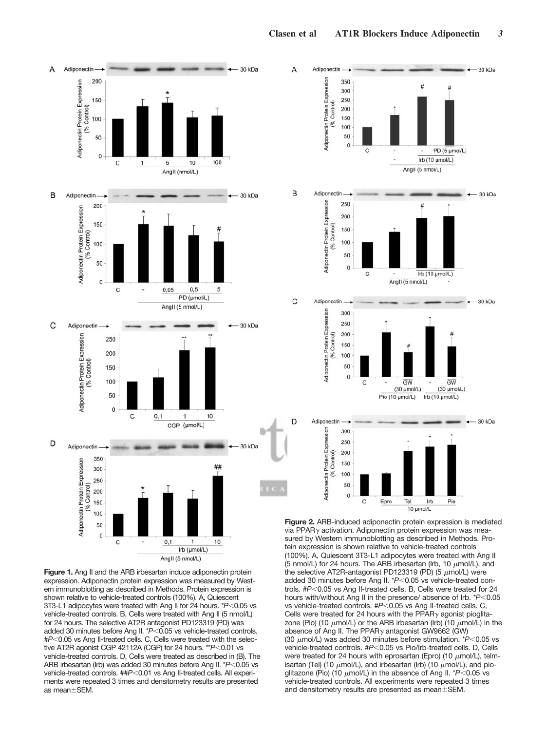**Figure 1.** Ang II and the ARB irbesartan induce adiponectin protein expression. Adiponectin protein expression was measured by Western immunoblotting as described in Methods. Protein expression is shown relative to vehicle-treated controls (100%). A, Quiescent 3T3-L1 adipocytes were treated with Ang II for 24 hours. *$P<0.05$ vs vehicle-treated controls. B, Cells were treated with Ang II (5 nmol/L) for 24 hours. The selective AT2R antagonist PD123319 (PD) was added 30 minutes before Ang II. *$P<0.05$ vs vehicle-treated controls. #$P<0.05$ vs Ang II-treated cells. C, Cells were treated with the selective AT2R agonist CGP 42112A (CGP) for 24 hours. **$P<0.01$ vs vehicle-treated controls. D, Cells were treated as described in (B). The ARB irbesartan (Irb) was added 30 minutes before Ang II. *$P<0.05$ vs vehicle-treated controls. ##$P<0.01$ vs Ang II-treated cells. All experiments were repeated 3 times and densitometry results are presented as mean±SEM.

**Figure 2.** ARB-induced adiponectin protein expression is mediated via PPARγ activation. Adiponectin protein expression was measured by Western immunoblotting as described in Methods. Protein expression is shown relative to vehicle-treated controls (100%). A, Quiescent 3T3-L1 adipocytes were treated with Ang II (5 nmol/L) for 24 hours. The ARB irbesartan (Irb, 10 μmol/L), and the selective AT2R-antagonist PD123319 (PD) (5 μmol/L) were added 30 minutes before Ang II. *$P<0.05$ vs vehicle-treated controls. #$P<0.05$ vs Ang II-treated cells. B, Cells were treated for 24 hours with/without Ang II in the presence/ absence of Irb. *$P<0.05$ vs vehicle-treated controls. #$P<0.05$ vs Ang II-treated cells. C, Cells were treated for 24 hours with the PPARγ agonist pioglitazone (Pio) (10 μmol/L) or the ARB irbesartan (Irb) (10 μmol/L) in the absence of Ang II. The PPARγ antagonist GW9662 (GW) (30 μmol/L) was added 30 minutes before stimulation. *$P<0.05$ vs vehicle-treated controls. #$P<0.05$ vs Pio/Irb-treated cells. D, Cells were treated for 24 hours with eprosartan (Epro) (10 μmol/L), telmisartan (Tel) (10 μmol/L), and irbesartan (Irb) (10 μmol/L), and pioglitazone (Pio) (10 μmol/L) in the absence of Ang II. *$P<0.05$ vs vehicle-treated controls. All experiments were repeated 3 times and densitometry results are presented as mean±SEM.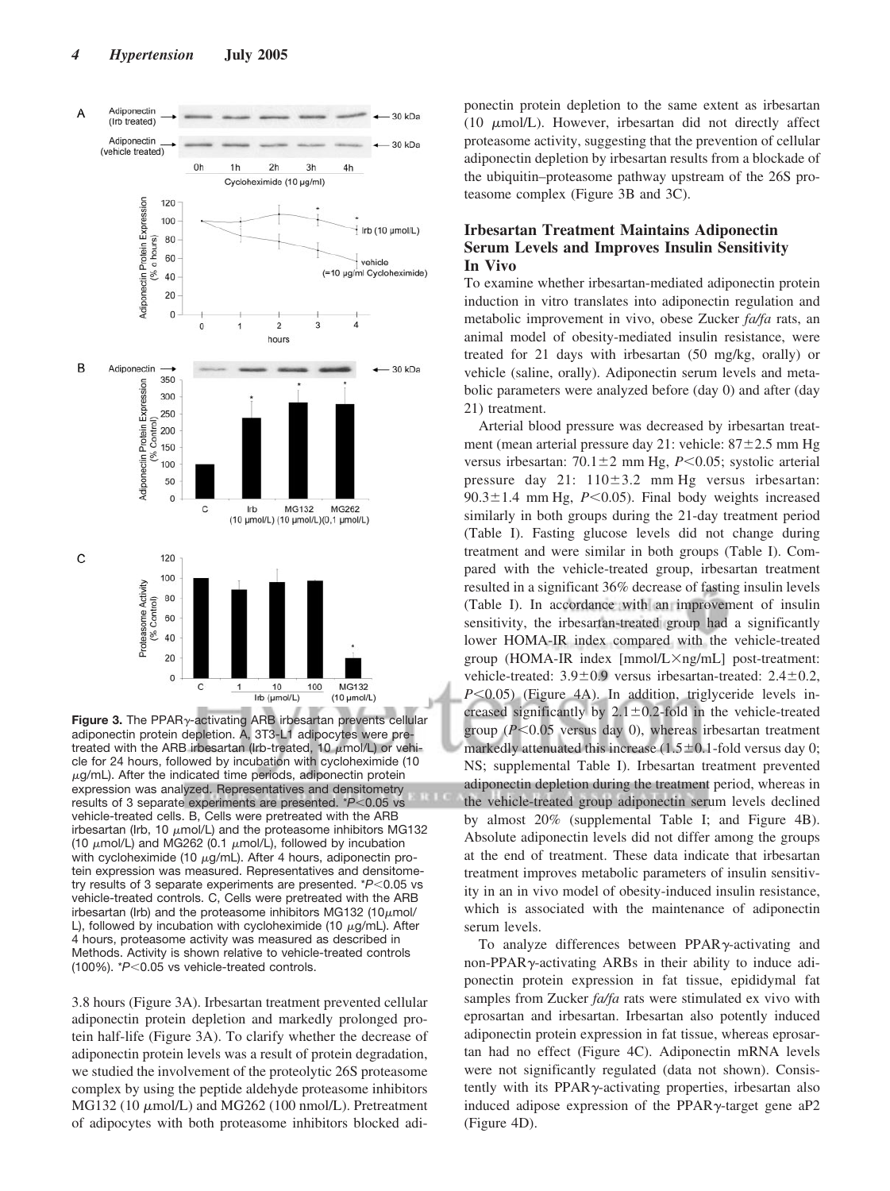**Figure 3.** The PPARγ-activating ARB irbesartan prevents cellular adiponectin protein depletion. A, 3T3-L1 adipocytes were pretreated with the ARB irbesartan (Irb-treated, 10 μmol/L) or vehicle for 24 hours, followed by incubation with cycloheximide (10 μg/mL). After the indicated time periods, adiponectin protein expression was analyzed. Representatives and densitometry results of 3 separate experiments are presented. $^{*}P<0.05$ vs vehicle-treated cells. B, Cells were pretreated with the ARB irbesartan (Irb, 10 μmol/L) and the proteasome inhibitors MG132 (10 μmol/L) and MG262 (0.1 μmol/L), followed by incubation with cycloheximide (10 μg/mL). After 4 hours, adiponectin protein expression was measured. Representatives and densitometry results of 3 separate experiments are presented. $^{*}P<0.05$ vs vehicle-treated controls. C, Cells were pretreated with the ARB irbesartan (Irb) and the proteasome inhibitors MG132 (10μmol/L), followed by incubation with cycloheximide (10 μg/mL). After 4 hours, proteasome activity was measured as described in Methods. Activity is shown relative to vehicle-treated controls (100%). $^{*}P<0.05$ vs vehicle-treated controls.

3.8 hours (Figure 3A). Irbesartan treatment prevented cellular adiponectin protein depletion and markedly prolonged protein half-life (Figure 3A). To clarify whether the decrease of adiponectin protein levels was a result of protein degradation, we studied the involvement of the proteolytic 26S proteasome complex by using the peptide aldehyde proteasome inhibitors MG132 (10 μmol/L) and MG262 (100 nmol/L). Pretreatment of adipocytes with both proteasome inhibitors blocked adiponectin protein depletion to the same extent as irbesartan (10 μmol/L). However, irbesartan did not directly affect proteasome activity, suggesting that the prevention of cellular adiponectin depletion by irbesartan results from a blockade of the ubiquitin–proteasome pathway upstream of the 26S proteasome complex (Figure 3B and 3C).

## Irbesartan Treatment Maintains Adiponectin Serum Levels and Improves Insulin Sensitivity In Vivo

To examine whether irbesartan-mediated adiponectin protein induction in vitro translates into adiponectin regulation and metabolic improvement in vivo, obese Zucker *fa/fa* rats, an animal model of obesity-mediated insulin resistance, were treated for 21 days with irbesartan (50 mg/kg, orally) or vehicle (saline, orally). Adiponectin serum levels and metabolic parameters were analyzed before (day 0) and after (day 21) treatment.

Arterial blood pressure was decreased by irbesartan treatment (mean arterial pressure day 21: vehicle: 87±2.5 mm Hg versus irbesartan: 70.1±2 mm Hg, $P<0.05$; systolic arterial pressure day 21: 110±3.2 mm Hg versus irbesartan: 90.3±1.4 mm Hg, $P<0.05$). Final body weights increased similarly in both groups during the 21-day treatment period (Table I). Fasting glucose levels did not change during treatment and were similar in both groups (Table I). Compared with the vehicle-treated group, irbesartan treatment resulted in a significant 36% decrease of fasting insulin levels (Table I). In accordance with an improvement of insulin sensitivity, the irbesartan-treated group had a significantly lower HOMA-IR index compared with the vehicle-treated group (HOMA-IR index [mmol/L×ng/mL] post-treatment: vehicle-treated: 3.9±0.9 versus irbesartan-treated: 2.4±0.2, $P<0.05$) (Figure 4A). In addition, triglyceride levels increased significantly by 2.1±0.2-fold in the vehicle-treated group ($P<0.05$ versus day 0), whereas irbesartan treatment markedly attenuated this increase (1.5±0.1-fold versus day 0; NS; supplemental Table I). Irbesartan treatment prevented adiponectin depletion during the treatment period, whereas in the vehicle-treated group adiponectin serum levels declined by almost 20% (supplemental Table I; and Figure 4B). Absolute adiponectin levels did not differ among the groups at the end of treatment. These data indicate that irbesartan treatment improves metabolic parameters of insulin sensitivity in an in vivo model of obesity-induced insulin resistance, which is associated with the maintenance of adiponectin serum levels.

To analyze differences between PPARγ-activating and non-PPARγ-activating ARBs in their ability to induce adiponectin protein expression in fat tissue, epididymal fat samples from Zucker *fa/fa* rats were stimulated ex vivo with eprosartan and irbesartan. Irbesartan also potently induced adiponectin protein expression in fat tissue, whereas eprosartan had no effect (Figure 4C). Adiponectin mRNA levels were not significantly regulated (data not shown). Consistently with its PPARγ-activating properties, irbesartan also induced adipose expression of the PPARγ-target gene aP2 (Figure 4D).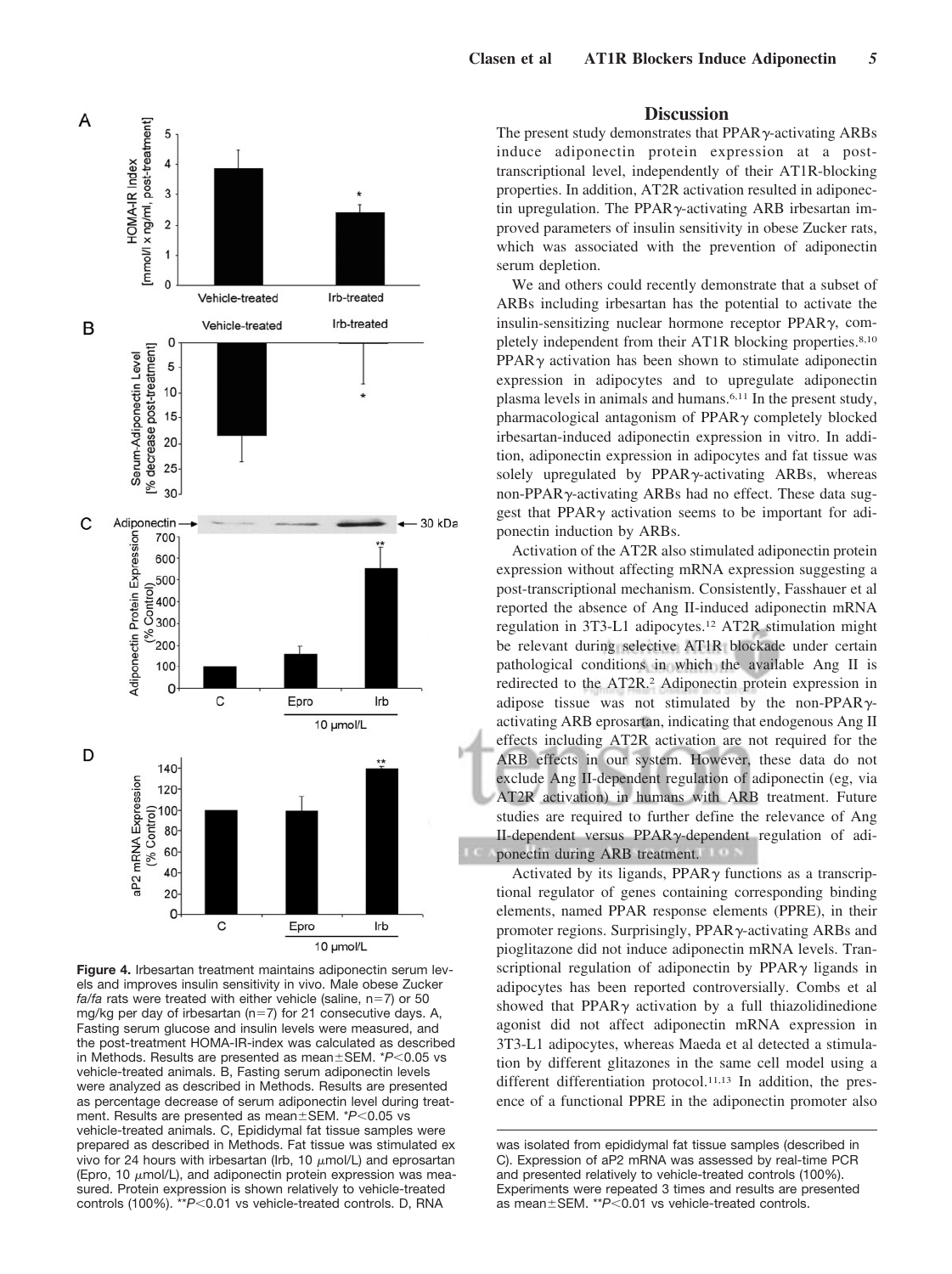**Figure 4.** Irbesartan treatment maintains adiponectin serum levels and improves insulin sensitivity in vivo. Male obese Zucker *fa/fa* rats were treated with either vehicle (saline, n=7) or 50 mg/kg per day of irbesartan (n=7) for 21 consecutive days. A, Fasting serum glucose and insulin levels were measured, and the post-treatment HOMA-IR-index was calculated as described in Methods. Results are presented as mean±SEM. *$P<0.05$ vs vehicle-treated animals. B, Fasting serum adiponectin levels were analyzed as described in Methods. Results are presented as percentage decrease of serum adiponectin level during treatment. Results are presented as mean±SEM. *$P<0.05$ vs vehicle-treated animals. C, Epididymal fat tissue samples were prepared as described in Methods. Fat tissue was stimulated ex vivo for 24 hours with irbesartan (Irb, 10 μmol/L) and eprosartan (Epro, 10 μmol/L), and adiponectin protein expression was measured. Protein expression is shown relatively to vehicle-treated controls (100%). **$P<0.01$ vs vehicle-treated controls. D, RNA was isolated from epididymal fat tissue samples (described in C). Expression of aP2 mRNA was assessed by real-time PCR and presented relatively to vehicle-treated controls (100%). Experiments were repeated 3 times and results are presented as mean±SEM. **$P<0.01$ vs vehicle-treated controls.

## Discussion

The present study demonstrates that PPARγ-activating ARBs induce adiponectin protein expression at a post-transcriptional level, independently of their AT1R-blocking properties. In addition, AT2R activation resulted in adiponectin upregulation. The PPARγ-activating ARB irbesartan improved parameters of insulin sensitivity in obese Zucker rats, which was associated with the prevention of adiponectin serum depletion.

We and others could recently demonstrate that a subset of ARBs including irbesartan has the potential to activate the insulin-sensitizing nuclear hormone receptor PPARγ, completely independent from their AT1R blocking properties.[8,10] PPARγ activation has been shown to stimulate adiponectin expression in adipocytes and to upregulate adiponectin plasma levels in animals and humans.[6,11] In the present study, pharmacological antagonism of PPARγ completely blocked irbesartan-induced adiponectin expression in vitro. In addition, adiponectin expression in adipocytes and fat tissue was solely upregulated by PPARγ-activating ARBs, whereas non-PPARγ-activating ARBs had no effect. These data suggest that PPARγ activation seems to be important for adiponectin induction by ARBs.

Activation of the AT2R also stimulated adiponectin protein expression without affecting mRNA expression suggesting a post-transcriptional mechanism. Consistently, Fasshauer et al reported the absence of Ang II-induced adiponectin mRNA regulation in 3T3-L1 adipocytes.[12] AT2R stimulation might be relevant during selective AT1R blockade under certain pathological conditions in which the available Ang II is redirected to the AT2R.[2] Adiponectin protein expression in adipose tissue was not stimulated by the non-PPARγ-activating ARB eprosartan, indicating that endogenous Ang II effects including AT2R activation are not required for the ARB effects in our system. However, these data do not exclude Ang II-dependent regulation of adiponectin (eg, via AT2R activation) in humans with ARB treatment. Future studies are required to further define the relevance of Ang II-dependent versus PPARγ-dependent regulation of adiponectin during ARB treatment.

Activated by its ligands, PPARγ functions as a transcriptional regulator of genes containing corresponding binding elements, named PPAR response elements (PPRE), in their promoter regions. Surprisingly, PPARγ-activating ARBs and pioglitazone did not induce adiponectin mRNA levels. Transcriptional regulation of adiponectin by PPARγ ligands in adipocytes has been reported controversially. Combs et al showed that PPARγ activation by a full thiazolidinedione agonist did not affect adiponectin mRNA expression in 3T3-L1 adipocytes, whereas Maeda et al detected a stimulation by different glitazones in the same cell model using a different differentiation protocol.[11,13] In addition, the presence of a functional PPRE in the adiponectin promoter also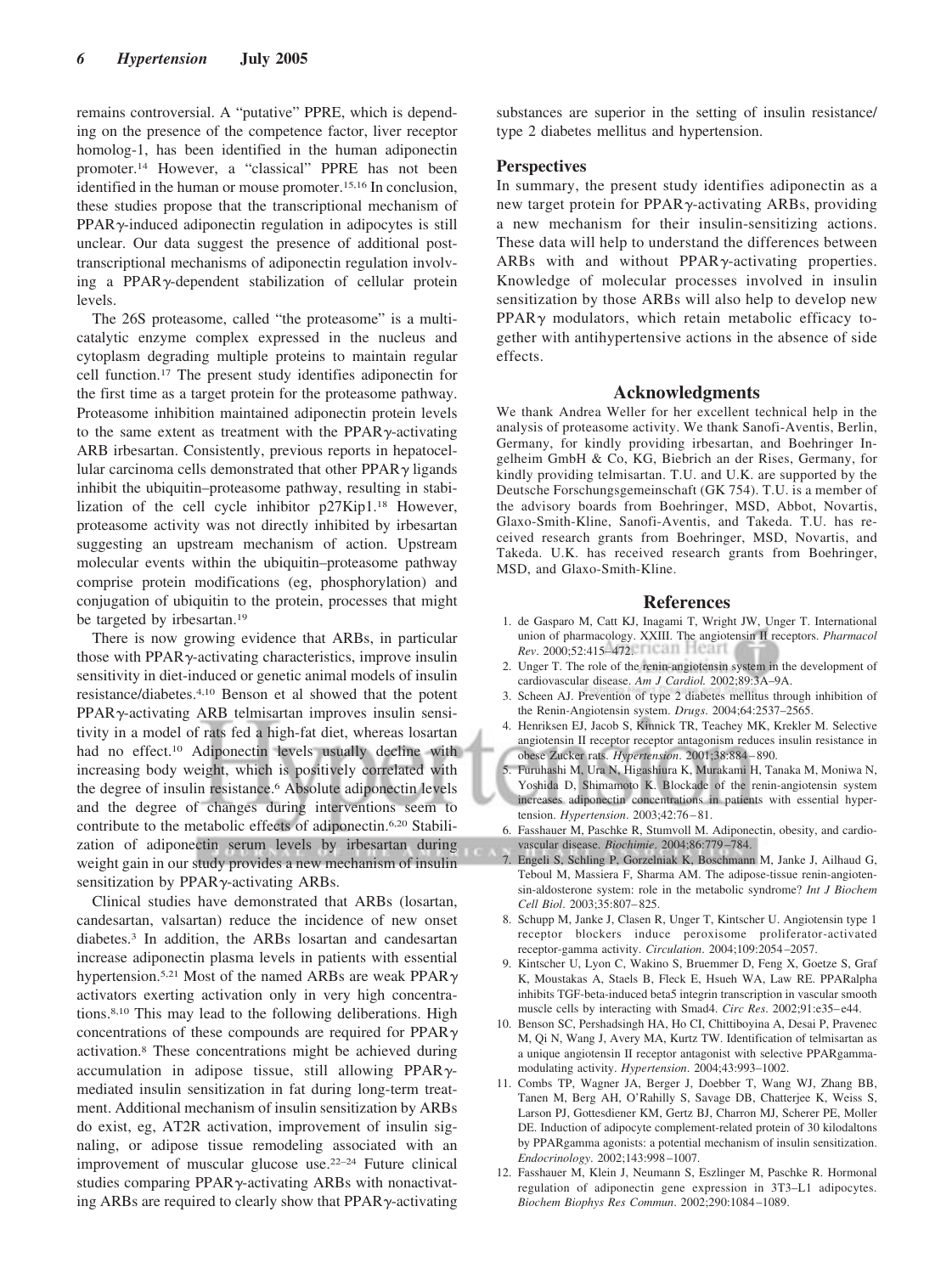remains controversial. A "putative" PPRE, which is depending on the presence of the competence factor, liver receptor homolog-1, has been identified in the human adiponectin promoter.[14] However, a "classical" PPRE has not been identified in the human or mouse promoter.[15,16] In conclusion, these studies propose that the transcriptional mechanism of PPARγ-induced adiponectin regulation in adipocytes is still unclear. Our data suggest the presence of additional post-transcriptional mechanisms of adiponectin regulation involving a PPARγ-dependent stabilization of cellular protein levels.

The 26S proteasome, called "the proteasome" is a multicatalytic enzyme complex expressed in the nucleus and cytoplasm degrading multiple proteins to maintain regular cell function.[17] The present study identifies adiponectin for the first time as a target protein for the proteasome pathway. Proteasome inhibition maintained adiponectin protein levels to the same extent as treatment with the PPARγ-activating ARB irbesartan. Consistently, previous reports in hepatocellular carcinoma cells demonstrated that other PPARγ ligands inhibit the ubiquitin–proteasome pathway, resulting in stabilization of the cell cycle inhibitor p27Kip1.[18] However, proteasome activity was not directly inhibited by irbesartan suggesting an upstream mechanism of action. Upstream molecular events within the ubiquitin–proteasome pathway comprise protein modifications (eg, phosphorylation) and conjugation of ubiquitin to the protein, processes that might be targeted by irbesartan.[19]

There is now growing evidence that ARBs, in particular those with PPARγ-activating characteristics, improve insulin sensitivity in diet-induced or genetic animal models of insulin resistance/diabetes.[4,10] Benson et al showed that the potent PPARγ-activating ARB telmisartan improves insulin sensitivity in a model of rats fed a high-fat diet, whereas losartan had no effect.[10] Adiponectin levels usually decline with increasing body weight, which is positively correlated with the degree of insulin resistance.[6] Absolute adiponectin levels and the degree of changes during interventions seem to contribute to the metabolic effects of adiponectin.[6,20] Stabilization of adiponectin serum levels by irbesartan during weight gain in our study provides a new mechanism of insulin sensitization by PPARγ-activating ARBs.

Clinical studies have demonstrated that ARBs (losartan, candesartan, valsartan) reduce the incidence of new onset diabetes.[3] In addition, the ARBs losartan and candesartan increase adiponectin plasma levels in patients with essential hypertension.[5,21] Most of the named ARBs are weak PPARγ activators exerting activation only in very high concentrations.[8,10] This may lead to the following deliberations. High concentrations of these compounds are required for PPARγ activation.[8] These concentrations might be achieved during accumulation in adipose tissue, still allowing PPARγ-mediated insulin sensitization in fat during long-term treatment. Additional mechanism of insulin sensitization by ARBs do exist, eg, AT2R activation, improvement of insulin signaling, or adipose tissue remodeling associated with an improvement of muscular glucose use.[22–24] Future clinical studies comparing PPARγ-activating ARBs with nonactivating ARBs are required to clearly show that PPARγ-activating substances are superior in the setting of insulin resistance/type 2 diabetes mellitus and hypertension.

## Perspectives

In summary, the present study identifies adiponectin as a new target protein for PPARγ-activating ARBs, providing a new mechanism for their insulin-sensitizing actions. These data will help to understand the differences between ARBs with and without PPARγ-activating properties. Knowledge of molecular processes involved in insulin sensitization by those ARBs will also help to develop new PPARγ modulators, which retain metabolic efficacy together with antihypertensive actions in the absence of side effects.

## Acknowledgments

We thank Andrea Weller for her excellent technical help in the analysis of proteasome activity. We thank Sanofi-Aventis, Berlin, Germany, for kindly providing irbesartan, and Boehringer Ingelheim GmbH & Co, KG, Biebrich an der Rises, Germany, for kindly providing telmisartan. T.U. and U.K. are supported by the Deutsche Forschungsgemeinschaft (GK 754). T.U. is a member of the advisory boards from Boehringer, MSD, Abbot, Novartis, Glaxo-Smith-Kline, Sanofi-Aventis, and Takeda. T.U. has received research grants from Boehringer, MSD, Novartis, and Takeda. U.K. has received research grants from Boehringer, MSD, and Glaxo-Smith-Kline.

## References

1. de Gasparo M, Catt KJ, Inagami T, Wright JW, Unger T. International union of pharmacology. XXIII. The angiotensin II receptors. *Pharmacol Rev*. 2000;52:415–472.
2. Unger T. The role of the renin-angiotensin system in the development of cardiovascular disease. *Am J Cardiol.* 2002;89:3A–9A.
3. Scheen AJ. Prevention of type 2 diabetes mellitus through inhibition of the Renin-Angiotensin system. *Drugs*. 2004;64:2537–2565.
4. Henriksen EJ, Jacob S, Kinnick TR, Teachey MK, Krekler M. Selective angiotensin II receptor receptor antagonism reduces insulin resistance in obese Zucker rats. *Hypertension*. 2001;38:884–890.
5. Furuhashi M, Ura N, Higashiura K, Murakami H, Tanaka M, Moniwa N, Yoshida D, Shimamoto K. Blockade of the renin-angiotensin system increases adiponectin concentrations in patients with essential hypertension. *Hypertension*. 2003;42:76–81.
6. Fasshauer M, Paschke R, Stumvoll M. Adiponectin, obesity, and cardiovascular disease. *Biochimie*. 2004;86:779–784.
7. Engeli S, Schling P, Gorzelniak K, Boschmann M, Janke J, Ailhaud G, Teboul M, Massiera F, Sharma AM. The adipose-tissue renin-angiotensin-aldosterone system: role in the metabolic syndrome? *Int J Biochem Cell Biol*. 2003;35:807–825.
8. Schupp M, Janke J, Clasen R, Unger T, Kintscher U. Angiotensin type 1 receptor blockers induce peroxisome proliferator-activated receptor-gamma activity. *Circulation*. 2004;109:2054–2057.
9. Kintscher U, Lyon C, Wakino S, Bruemmer D, Feng X, Goetze S, Graf K, Moustakas A, Staels B, Fleck E, Hsueh WA, Law RE. PPARalpha inhibits TGF-beta-induced beta5 integrin transcription in vascular smooth muscle cells by interacting with Smad4. *Circ Res*. 2002;91:e35–e44.
10. Benson SC, Pershadsingh HA, Ho CI, Chittiboyina A, Desai P, Pravenec M, Qi N, Wang J, Avery MA, Kurtz TW. Identification of telmisartan as a unique angiotensin II receptor antagonist with selective PPARgamma-modulating activity. *Hypertension*. 2004;43:993–1002.
11. Combs TP, Wagner JA, Berger J, Doebber T, Wang WJ, Zhang BB, Tanen M, Berg AH, O'Rahilly S, Savage DB, Chatterjee K, Weiss S, Larson PJ, Gottesdiener KM, Gertz BJ, Charron MJ, Scherer PE, Moller DE. Induction of adipocyte complement-related protein of 30 kilodaltons by PPARgamma agonists: a potential mechanism of insulin sensitization. *Endocrinology*. 2002;143:998–1007.
12. Fasshauer M, Klein J, Neumann S, Eszlinger M, Paschke R. Hormonal regulation of adiponectin gene expression in 3T3–L1 adipocytes. *Biochem Biophys Res Commun*. 2002;290:1084–1089.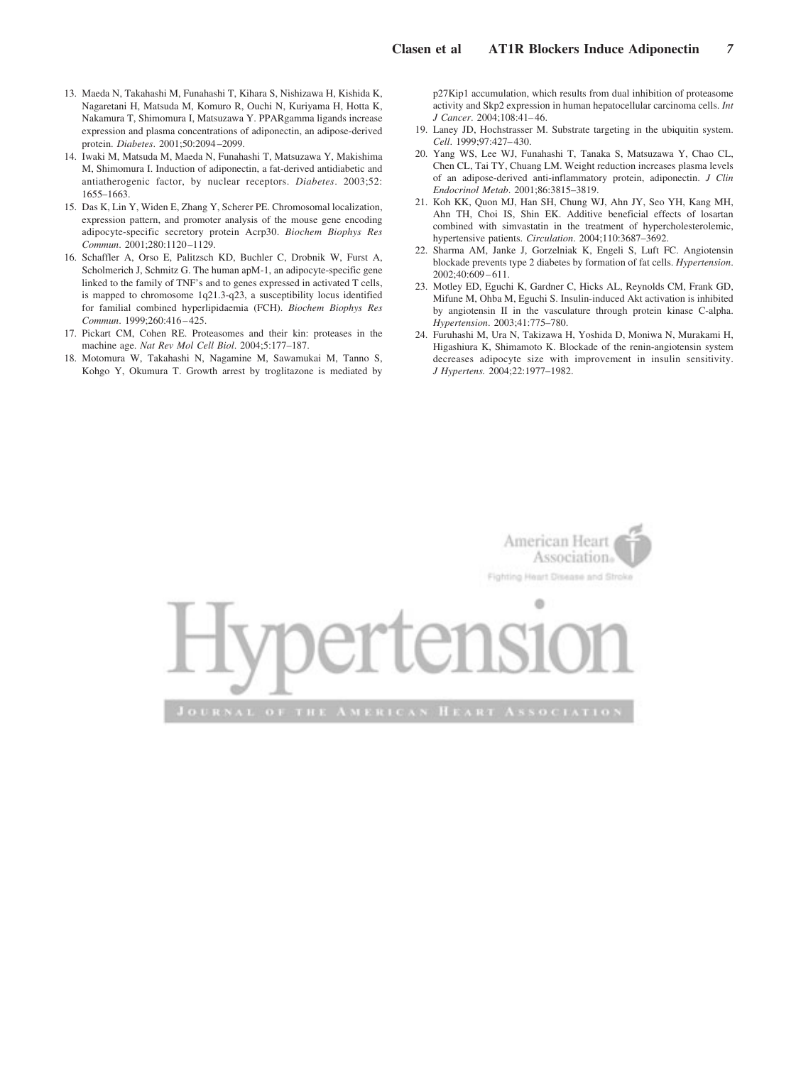13. Maeda N, Takahashi M, Funahashi T, Kihara S, Nishizawa H, Kishida K, Nagaretani H, Matsuda M, Komuro R, Ouchi N, Kuriyama H, Hotta K, Nakamura T, Shimomura I, Matsuzawa Y. PPARgamma ligands increase expression and plasma concentrations of adiponectin, an adipose-derived protein. *Diabetes*. 2001;50:2094–2099.
14. Iwaki M, Matsuda M, Maeda N, Funahashi T, Matsuzawa Y, Makishima M, Shimomura I. Induction of adiponectin, a fat-derived antidiabetic and antiatherogenic factor, by nuclear receptors. *Diabetes*. 2003;52: 1655–1663.
15. Das K, Lin Y, Widen E, Zhang Y, Scherer PE. Chromosomal localization, expression pattern, and promoter analysis of the mouse gene encoding adipocyte-specific secretory protein Acrp30. *Biochem Biophys Res Commun*. 2001;280:1120–1129.
16. Schaffler A, Orso E, Palitzsch KD, Buchler C, Drobnik W, Furst A, Scholmerich J, Schmitz G. The human apM-1, an adipocyte-specific gene linked to the family of TNF's and to genes expressed in activated T cells, is mapped to chromosome 1q21.3-q23, a susceptibility locus identified for familial combined hyperlipidaemia (FCH). *Biochem Biophys Res Commun*. 1999;260:416–425.
17. Pickart CM, Cohen RE. Proteasomes and their kin: proteases in the machine age. *Nat Rev Mol Cell Biol*. 2004;5:177–187.
18. Motomura W, Takahashi N, Nagamine M, Sawamukai M, Tanno S, Kohgo Y, Okumura T. Growth arrest by troglitazone is mediated by p27Kip1 accumulation, which results from dual inhibition of proteasome activity and Skp2 expression in human hepatocellular carcinoma cells. *Int J Cancer*. 2004;108:41–46.
19. Laney JD, Hochstrasser M. Substrate targeting in the ubiquitin system. *Cell*. 1999;97:427–430.
20. Yang WS, Lee WJ, Funahashi T, Tanaka S, Matsuzawa Y, Chao CL, Chen CL, Tai TY, Chuang LM. Weight reduction increases plasma levels of an adipose-derived anti-inflammatory protein, adiponectin. *J Clin Endocrinol Metab*. 2001;86:3815–3819.
21. Koh KK, Quon MJ, Han SH, Chung WJ, Ahn JY, Seo YH, Kang MH, Ahn TH, Choi IS, Shin EK. Additive beneficial effects of losartan combined with simvastatin in the treatment of hypercholesterolemic, hypertensive patients. *Circulation*. 2004;110:3687–3692.
22. Sharma AM, Janke J, Gorzelniak K, Engeli S, Luft FC. Angiotensin blockade prevents type 2 diabetes by formation of fat cells. *Hypertension*. 2002;40:609–611.
23. Motley ED, Eguchi K, Gardner C, Hicks AL, Reynolds CM, Frank GD, Mifune M, Ohba M, Eguchi S. Insulin-induced Akt activation is inhibited by angiotensin II in the vasculature through protein kinase C-alpha. *Hypertension*. 2003;41:775–780.
24. Furuhashi M, Ura N, Takizawa H, Yoshida D, Moniwa N, Murakami H, Higashiura K, Shimamoto K. Blockade of the renin-angiotensin system decreases adipocyte size with improvement in insulin sensitivity. *J Hypertens*. 2004;22:1977–1982.